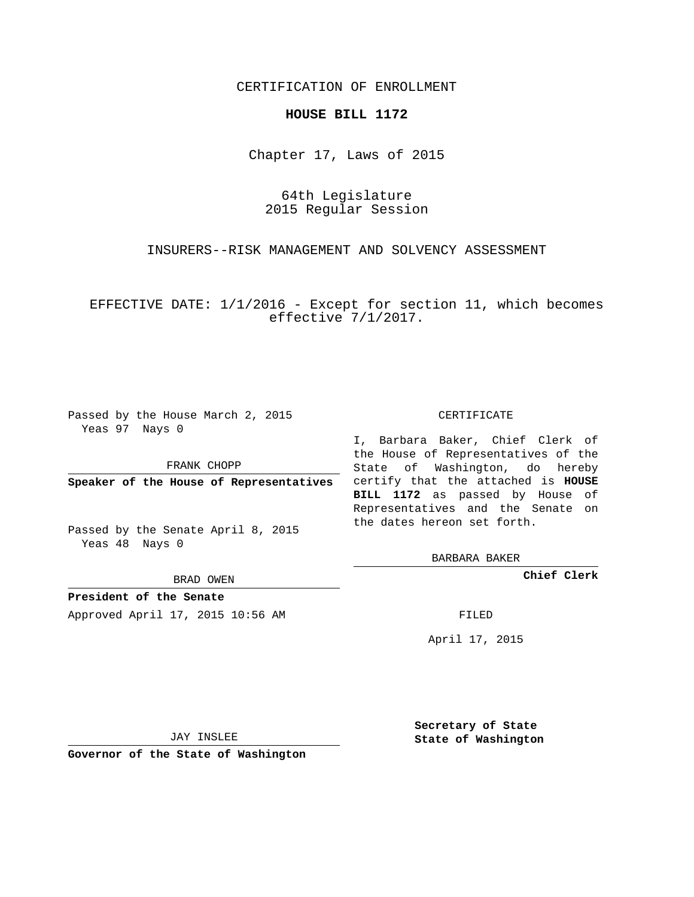CERTIFICATION OF ENROLLMENT

**HOUSE BILL 1172**

Chapter 17, Laws of 2015

64th Legislature
2015 Regular Session

INSURERS--RISK MANAGEMENT AND SOLVENCY ASSESSMENT

EFFECTIVE DATE: 1/1/2016 - Except for section 11, which becomes effective 7/1/2017.

Passed by the House March 2, 2015
Yeas 97 Nays 0

FRANK CHOPP

**Speaker of the House of Representatives**

Passed by the Senate April 8, 2015
Yeas 48 Nays 0

BRAD OWEN

**President of the Senate**

Approved April 17, 2015 10:56 AM

JAY INSLEE

**Governor of the State of Washington**

CERTIFICATE

I, Barbara Baker, Chief Clerk of the House of Representatives of the State of Washington, do hereby certify that the attached is **HOUSE BILL 1172** as passed by House of Representatives and the Senate on the dates hereon set forth.

BARBARA BAKER

**Chief Clerk**

FILED

April 17, 2015

**Secretary of State**
**State of Washington**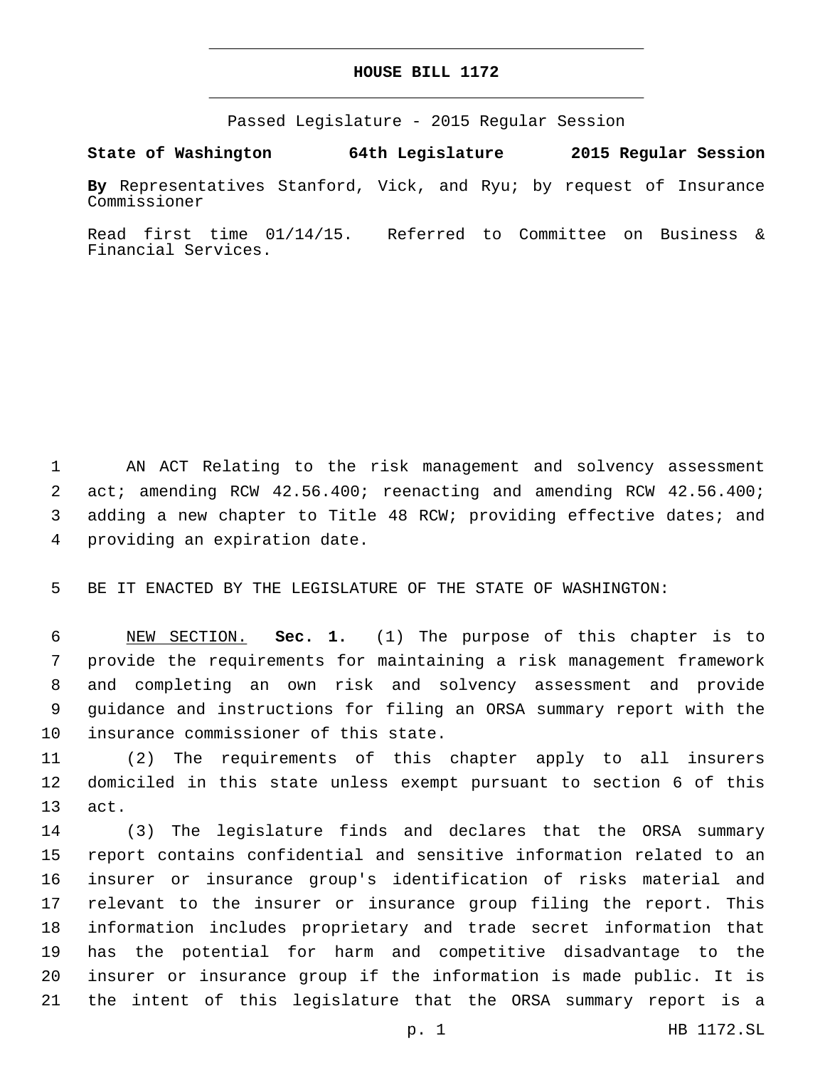# HOUSE BILL 1172

Passed Legislature - 2015 Regular Session

**State of Washington 64th Legislature 2015 Regular Session**

**By** Representatives Stanford, Vick, and Ryu; by request of Insurance Commissioner

Read first time 01/14/15. Referred to Committee on Business & Financial Services.

AN ACT Relating to the risk management and solvency assessment act; amending RCW 42.56.400; reenacting and amending RCW 42.56.400; adding a new chapter to Title 48 RCW; providing effective dates; and providing an expiration date.

BE IT ENACTED BY THE LEGISLATURE OF THE STATE OF WASHINGTON:

NEW SECTION. **Sec. 1.** (1) The purpose of this chapter is to provide the requirements for maintaining a risk management framework and completing an own risk and solvency assessment and provide guidance and instructions for filing an ORSA summary report with the insurance commissioner of this state.

(2) The requirements of this chapter apply to all insurers domiciled in this state unless exempt pursuant to section 6 of this act.

(3) The legislature finds and declares that the ORSA summary report contains confidential and sensitive information related to an insurer or insurance group's identification of risks material and relevant to the insurer or insurance group filing the report. This information includes proprietary and trade secret information that has the potential for harm and competitive disadvantage to the insurer or insurance group if the information is made public. It is the intent of this legislature that the ORSA summary report is a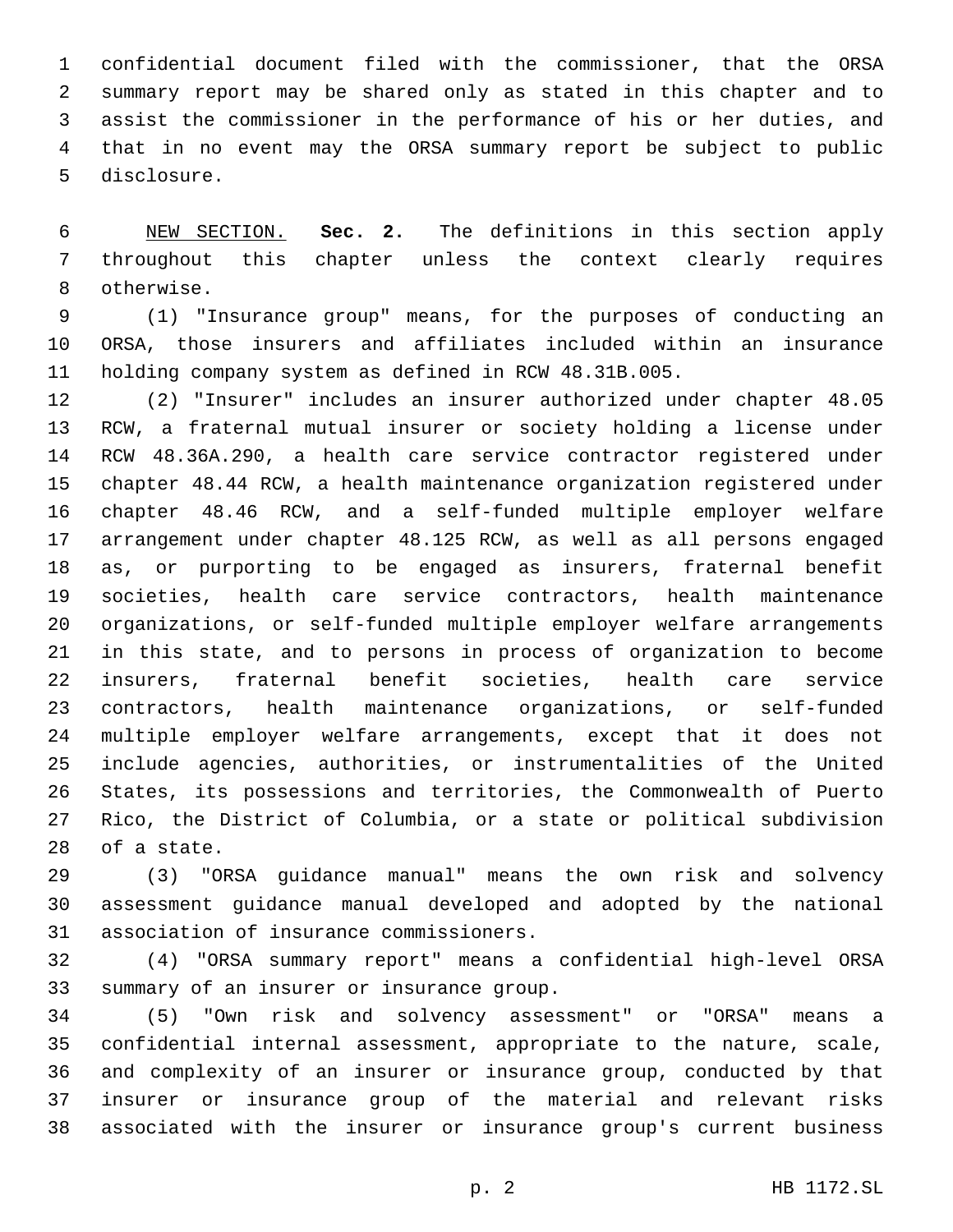confidential document filed with the commissioner, that the ORSA summary report may be shared only as stated in this chapter and to assist the commissioner in the performance of his or her duties, and that in no event may the ORSA summary report be subject to public disclosure.

NEW SECTION. **Sec. 2.** The definitions in this section apply throughout this chapter unless the context clearly requires otherwise.

(1) "Insurance group" means, for the purposes of conducting an ORSA, those insurers and affiliates included within an insurance holding company system as defined in RCW 48.31B.005.

(2) "Insurer" includes an insurer authorized under chapter 48.05 RCW, a fraternal mutual insurer or society holding a license under RCW 48.36A.290, a health care service contractor registered under chapter 48.44 RCW, a health maintenance organization registered under chapter 48.46 RCW, and a self-funded multiple employer welfare arrangement under chapter 48.125 RCW, as well as all persons engaged as, or purporting to be engaged as insurers, fraternal benefit societies, health care service contractors, health maintenance organizations, or self-funded multiple employer welfare arrangements in this state, and to persons in process of organization to become insurers, fraternal benefit societies, health care service contractors, health maintenance organizations, or self-funded multiple employer welfare arrangements, except that it does not include agencies, authorities, or instrumentalities of the United States, its possessions and territories, the Commonwealth of Puerto Rico, the District of Columbia, or a state or political subdivision of a state.

(3) "ORSA guidance manual" means the own risk and solvency assessment guidance manual developed and adopted by the national association of insurance commissioners.

(4) "ORSA summary report" means a confidential high-level ORSA summary of an insurer or insurance group.

(5) "Own risk and solvency assessment" or "ORSA" means a confidential internal assessment, appropriate to the nature, scale, and complexity of an insurer or insurance group, conducted by that insurer or insurance group of the material and relevant risks associated with the insurer or insurance group's current business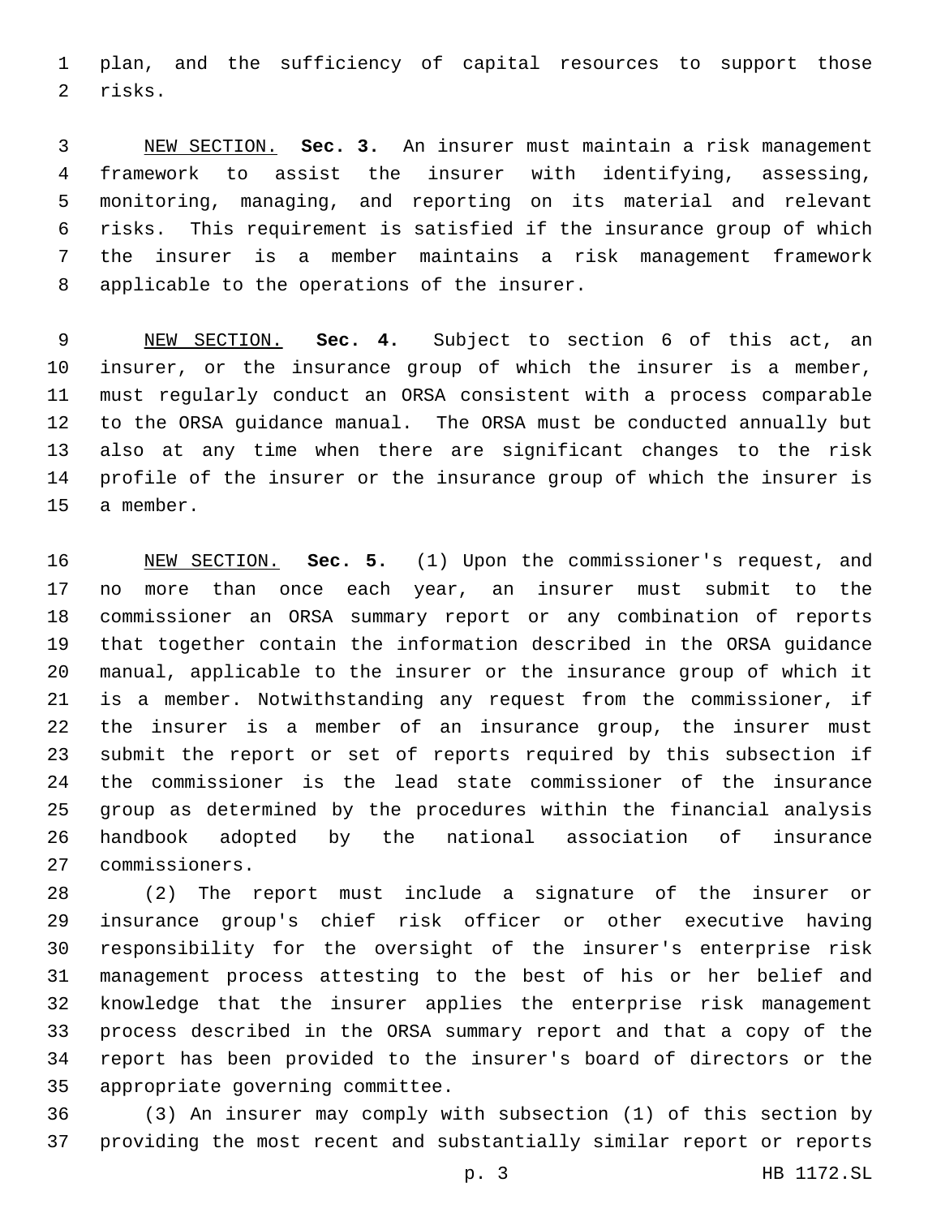plan, and the sufficiency of capital resources to support those risks.

NEW SECTION. **Sec. 3.** An insurer must maintain a risk management framework to assist the insurer with identifying, assessing, monitoring, managing, and reporting on its material and relevant risks. This requirement is satisfied if the insurance group of which the insurer is a member maintains a risk management framework applicable to the operations of the insurer.

NEW SECTION. **Sec. 4.** Subject to section 6 of this act, an insurer, or the insurance group of which the insurer is a member, must regularly conduct an ORSA consistent with a process comparable to the ORSA guidance manual. The ORSA must be conducted annually but also at any time when there are significant changes to the risk profile of the insurer or the insurance group of which the insurer is a member.

NEW SECTION. **Sec. 5.** (1) Upon the commissioner's request, and no more than once each year, an insurer must submit to the commissioner an ORSA summary report or any combination of reports that together contain the information described in the ORSA guidance manual, applicable to the insurer or the insurance group of which it is a member. Notwithstanding any request from the commissioner, if the insurer is a member of an insurance group, the insurer must submit the report or set of reports required by this subsection if the commissioner is the lead state commissioner of the insurance group as determined by the procedures within the financial analysis handbook adopted by the national association of insurance commissioners.

(2) The report must include a signature of the insurer or insurance group's chief risk officer or other executive having responsibility for the oversight of the insurer's enterprise risk management process attesting to the best of his or her belief and knowledge that the insurer applies the enterprise risk management process described in the ORSA summary report and that a copy of the report has been provided to the insurer's board of directors or the appropriate governing committee.

(3) An insurer may comply with subsection (1) of this section by providing the most recent and substantially similar report or reports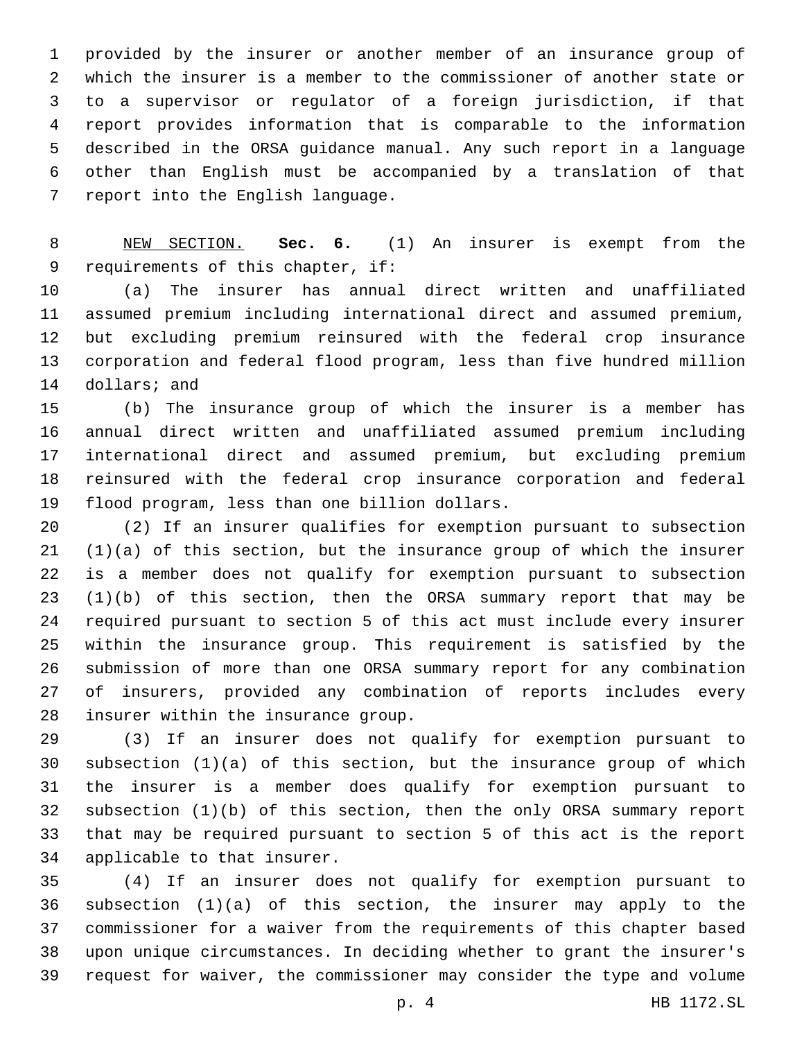provided by the insurer or another member of an insurance group of which the insurer is a member to the commissioner of another state or to a supervisor or regulator of a foreign jurisdiction, if that report provides information that is comparable to the information described in the ORSA guidance manual. Any such report in a language other than English must be accompanied by a translation of that report into the English language.

NEW SECTION. **Sec. 6.** (1) An insurer is exempt from the requirements of this chapter, if:

(a) The insurer has annual direct written and unaffiliated assumed premium including international direct and assumed premium, but excluding premium reinsured with the federal crop insurance corporation and federal flood program, less than five hundred million dollars; and

(b) The insurance group of which the insurer is a member has annual direct written and unaffiliated assumed premium including international direct and assumed premium, but excluding premium reinsured with the federal crop insurance corporation and federal flood program, less than one billion dollars.

(2) If an insurer qualifies for exemption pursuant to subsection (1)(a) of this section, but the insurance group of which the insurer is a member does not qualify for exemption pursuant to subsection (1)(b) of this section, then the ORSA summary report that may be required pursuant to section 5 of this act must include every insurer within the insurance group. This requirement is satisfied by the submission of more than one ORSA summary report for any combination of insurers, provided any combination of reports includes every insurer within the insurance group.

(3) If an insurer does not qualify for exemption pursuant to subsection (1)(a) of this section, but the insurance group of which the insurer is a member does qualify for exemption pursuant to subsection (1)(b) of this section, then the only ORSA summary report that may be required pursuant to section 5 of this act is the report applicable to that insurer.

(4) If an insurer does not qualify for exemption pursuant to subsection (1)(a) of this section, the insurer may apply to the commissioner for a waiver from the requirements of this chapter based upon unique circumstances. In deciding whether to grant the insurer's request for waiver, the commissioner may consider the type and volume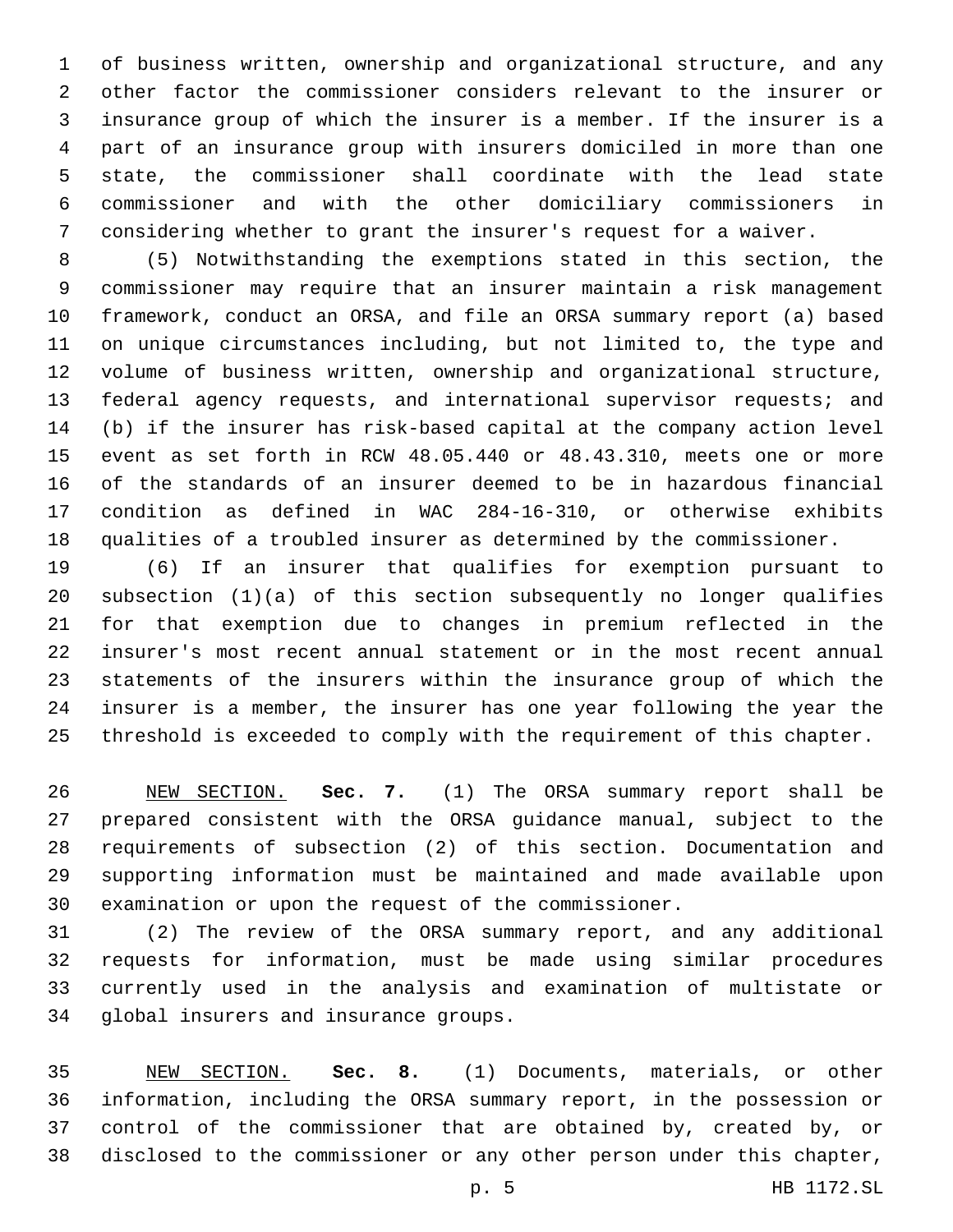of business written, ownership and organizational structure, and any other factor the commissioner considers relevant to the insurer or insurance group of which the insurer is a member. If the insurer is a part of an insurance group with insurers domiciled in more than one state, the commissioner shall coordinate with the lead state commissioner and with the other domiciliary commissioners in considering whether to grant the insurer's request for a waiver.

(5) Notwithstanding the exemptions stated in this section, the commissioner may require that an insurer maintain a risk management framework, conduct an ORSA, and file an ORSA summary report (a) based on unique circumstances including, but not limited to, the type and volume of business written, ownership and organizational structure, federal agency requests, and international supervisor requests; and (b) if the insurer has risk-based capital at the company action level event as set forth in RCW 48.05.440 or 48.43.310, meets one or more of the standards of an insurer deemed to be in hazardous financial condition as defined in WAC 284-16-310, or otherwise exhibits qualities of a troubled insurer as determined by the commissioner.

(6) If an insurer that qualifies for exemption pursuant to subsection (1)(a) of this section subsequently no longer qualifies for that exemption due to changes in premium reflected in the insurer's most recent annual statement or in the most recent annual statements of the insurers within the insurance group of which the insurer is a member, the insurer has one year following the year the threshold is exceeded to comply with the requirement of this chapter.

NEW SECTION. **Sec. 7.** (1) The ORSA summary report shall be prepared consistent with the ORSA guidance manual, subject to the requirements of subsection (2) of this section. Documentation and supporting information must be maintained and made available upon examination or upon the request of the commissioner.

(2) The review of the ORSA summary report, and any additional requests for information, must be made using similar procedures currently used in the analysis and examination of multistate or global insurers and insurance groups.

NEW SECTION. **Sec. 8.** (1) Documents, materials, or other information, including the ORSA summary report, in the possession or control of the commissioner that are obtained by, created by, or disclosed to the commissioner or any other person under this chapter,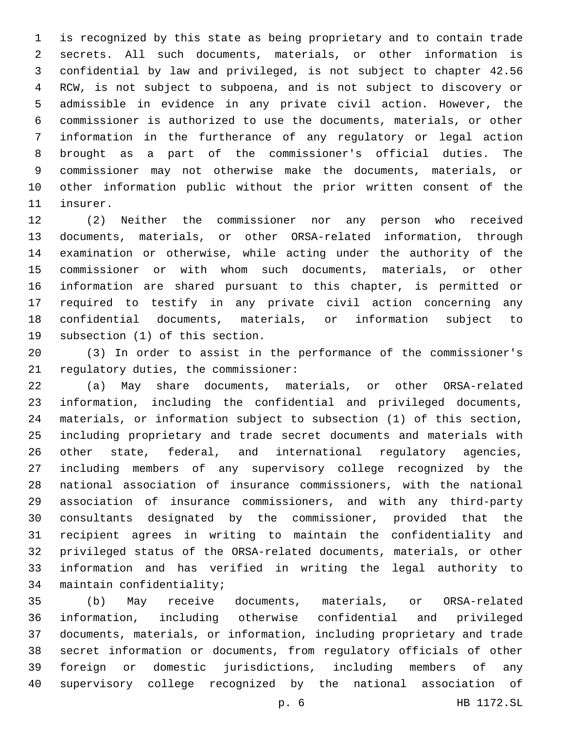is recognized by this state as being proprietary and to contain trade secrets. All such documents, materials, or other information is confidential by law and privileged, is not subject to chapter 42.56 RCW, is not subject to subpoena, and is not subject to discovery or admissible in evidence in any private civil action. However, the commissioner is authorized to use the documents, materials, or other information in the furtherance of any regulatory or legal action brought as a part of the commissioner's official duties. The commissioner may not otherwise make the documents, materials, or other information public without the prior written consent of the insurer.

(2) Neither the commissioner nor any person who received documents, materials, or other ORSA-related information, through examination or otherwise, while acting under the authority of the commissioner or with whom such documents, materials, or other information are shared pursuant to this chapter, is permitted or required to testify in any private civil action concerning any confidential documents, materials, or information subject to subsection (1) of this section.

(3) In order to assist in the performance of the commissioner's regulatory duties, the commissioner:

(a) May share documents, materials, or other ORSA-related information, including the confidential and privileged documents, materials, or information subject to subsection (1) of this section, including proprietary and trade secret documents and materials with other state, federal, and international regulatory agencies, including members of any supervisory college recognized by the national association of insurance commissioners, with the national association of insurance commissioners, and with any third-party consultants designated by the commissioner, provided that the recipient agrees in writing to maintain the confidentiality and privileged status of the ORSA-related documents, materials, or other information and has verified in writing the legal authority to maintain confidentiality;

(b) May receive documents, materials, or ORSA-related information, including otherwise confidential and privileged documents, materials, or information, including proprietary and trade secret information or documents, from regulatory officials of other foreign or domestic jurisdictions, including members of any supervisory college recognized by the national association of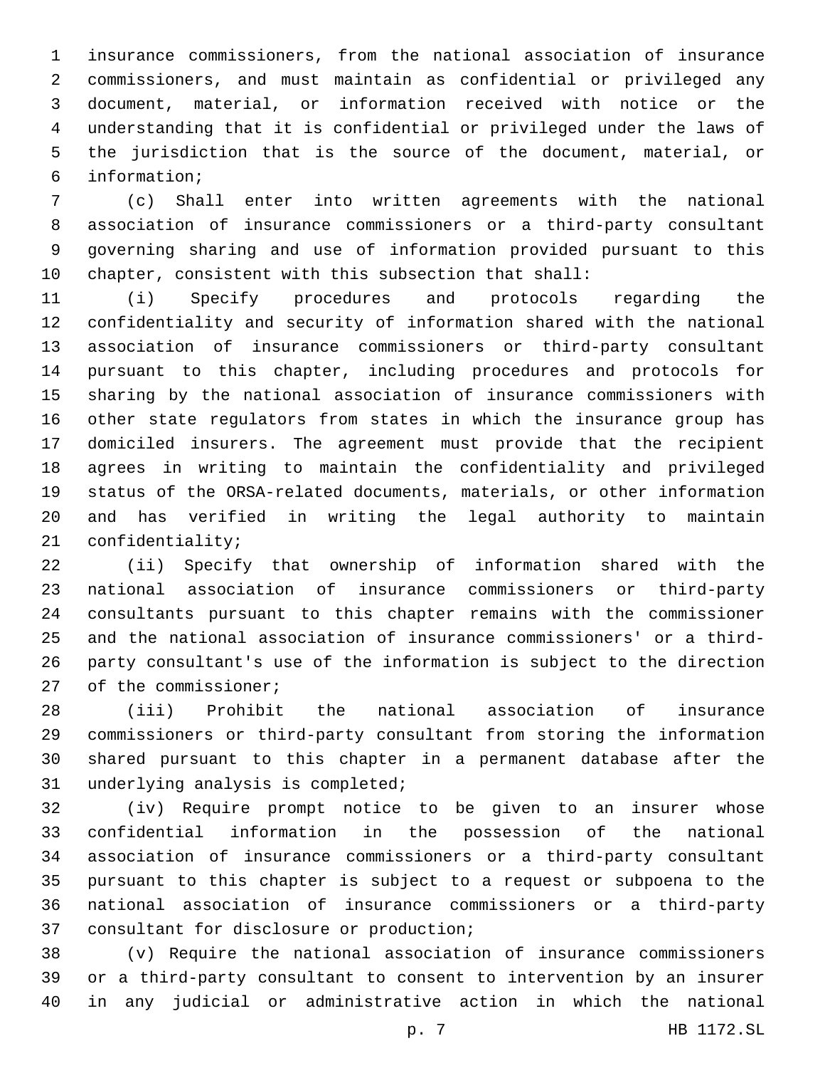insurance commissioners, from the national association of insurance commissioners, and must maintain as confidential or privileged any document, material, or information received with notice or the understanding that it is confidential or privileged under the laws of the jurisdiction that is the source of the document, material, or information;

(c) Shall enter into written agreements with the national association of insurance commissioners or a third-party consultant governing sharing and use of information provided pursuant to this chapter, consistent with this subsection that shall:

(i) Specify procedures and protocols regarding the confidentiality and security of information shared with the national association of insurance commissioners or third-party consultant pursuant to this chapter, including procedures and protocols for sharing by the national association of insurance commissioners with other state regulators from states in which the insurance group has domiciled insurers. The agreement must provide that the recipient agrees in writing to maintain the confidentiality and privileged status of the ORSA-related documents, materials, or other information and has verified in writing the legal authority to maintain confidentiality;

(ii) Specify that ownership of information shared with the national association of insurance commissioners or third-party consultants pursuant to this chapter remains with the commissioner and the national association of insurance commissioners' or a third-party consultant's use of the information is subject to the direction of the commissioner;

(iii) Prohibit the national association of insurance commissioners or third-party consultant from storing the information shared pursuant to this chapter in a permanent database after the underlying analysis is completed;

(iv) Require prompt notice to be given to an insurer whose confidential information in the possession of the national association of insurance commissioners or a third-party consultant pursuant to this chapter is subject to a request or subpoena to the national association of insurance commissioners or a third-party consultant for disclosure or production;

(v) Require the national association of insurance commissioners or a third-party consultant to consent to intervention by an insurer in any judicial or administrative action in which the national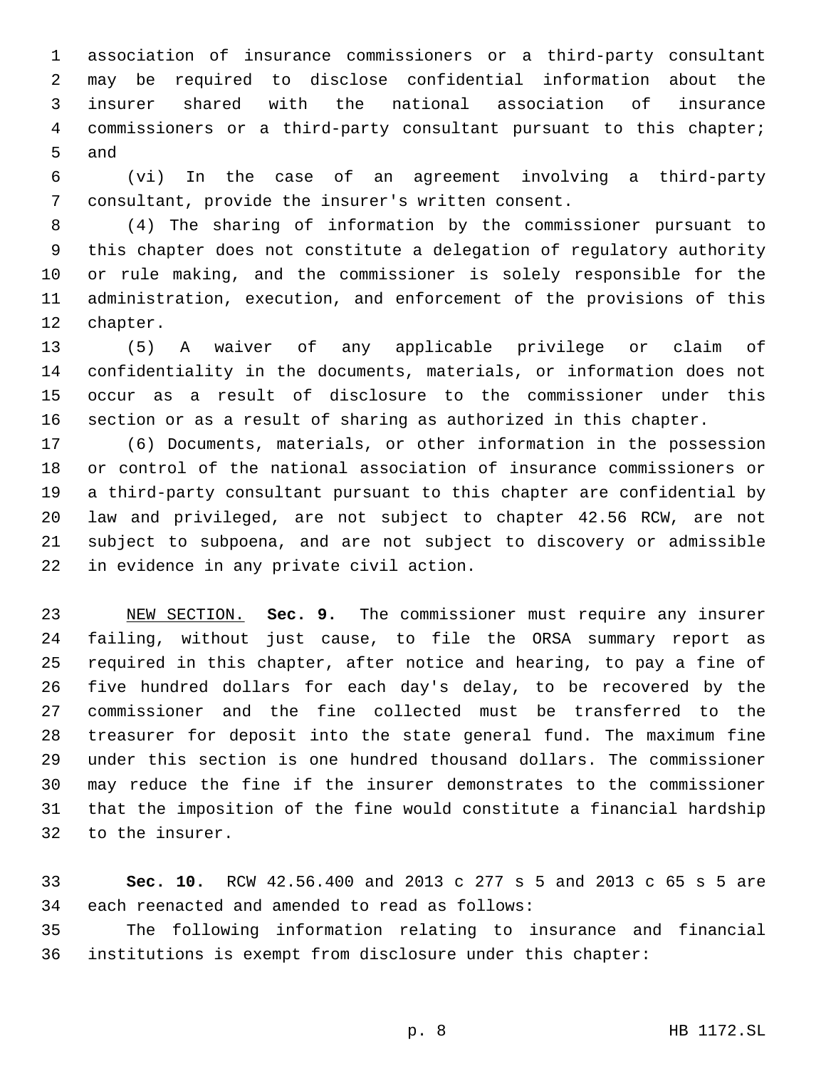association of insurance commissioners or a third-party consultant may be required to disclose confidential information about the insurer shared with the national association of insurance commissioners or a third-party consultant pursuant to this chapter; and

(vi) In the case of an agreement involving a third-party consultant, provide the insurer's written consent.

(4) The sharing of information by the commissioner pursuant to this chapter does not constitute a delegation of regulatory authority or rule making, and the commissioner is solely responsible for the administration, execution, and enforcement of the provisions of this chapter.

(5) A waiver of any applicable privilege or claim of confidentiality in the documents, materials, or information does not occur as a result of disclosure to the commissioner under this section or as a result of sharing as authorized in this chapter.

(6) Documents, materials, or other information in the possession or control of the national association of insurance commissioners or a third-party consultant pursuant to this chapter are confidential by law and privileged, are not subject to chapter 42.56 RCW, are not subject to subpoena, and are not subject to discovery or admissible in evidence in any private civil action.

NEW SECTION. **Sec. 9.** The commissioner must require any insurer failing, without just cause, to file the ORSA summary report as required in this chapter, after notice and hearing, to pay a fine of five hundred dollars for each day's delay, to be recovered by the commissioner and the fine collected must be transferred to the treasurer for deposit into the state general fund. The maximum fine under this section is one hundred thousand dollars. The commissioner may reduce the fine if the insurer demonstrates to the commissioner that the imposition of the fine would constitute a financial hardship to the insurer.

**Sec. 10.** RCW 42.56.400 and 2013 c 277 s 5 and 2013 c 65 s 5 are each reenacted and amended to read as follows:

The following information relating to insurance and financial institutions is exempt from disclosure under this chapter: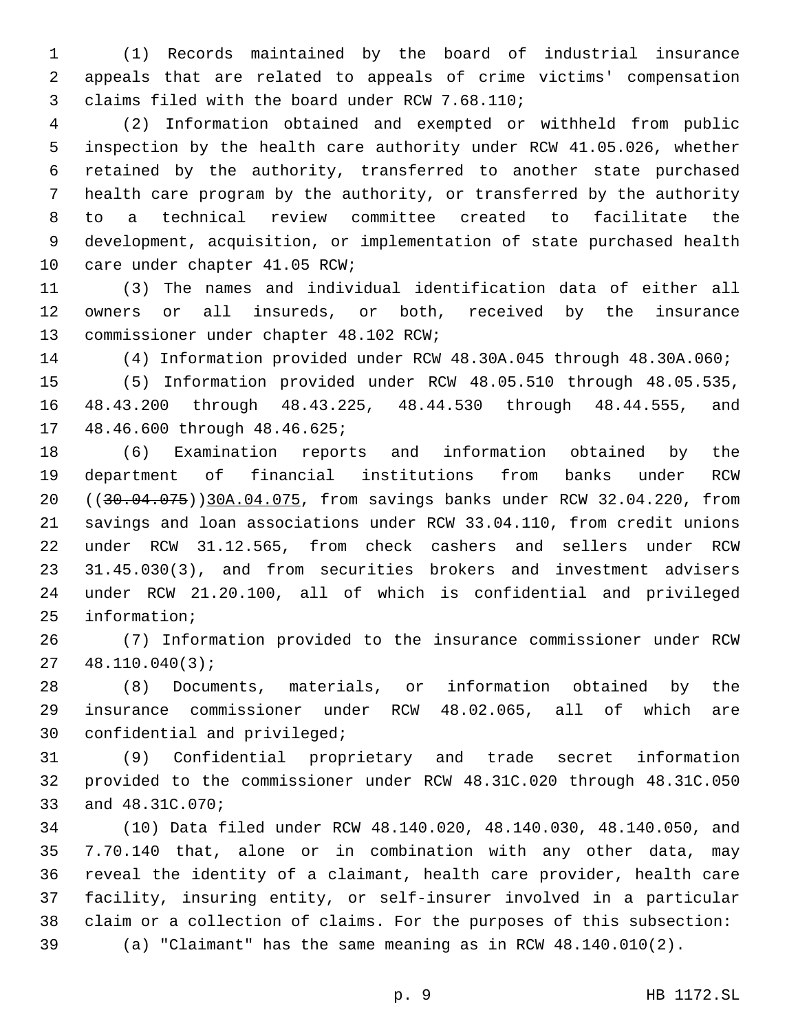(1) Records maintained by the board of industrial insurance appeals that are related to appeals of crime victims' compensation claims filed with the board under RCW 7.68.110;

(2) Information obtained and exempted or withheld from public inspection by the health care authority under RCW 41.05.026, whether retained by the authority, transferred to another state purchased health care program by the authority, or transferred by the authority to a technical review committee created to facilitate the development, acquisition, or implementation of state purchased health care under chapter 41.05 RCW;

(3) The names and individual identification data of either all owners or all insureds, or both, received by the insurance commissioner under chapter 48.102 RCW;

(4) Information provided under RCW 48.30A.045 through 48.30A.060;

(5) Information provided under RCW 48.05.510 through 48.05.535, 48.43.200 through 48.43.225, 48.44.530 through 48.44.555, and 48.46.600 through 48.46.625;

(6) Examination reports and information obtained by the department of financial institutions from banks under RCW ((~~30.04.075~~))30A.04.075, from savings banks under RCW 32.04.220, from savings and loan associations under RCW 33.04.110, from credit unions under RCW 31.12.565, from check cashers and sellers under RCW 31.45.030(3), and from securities brokers and investment advisers under RCW 21.20.100, all of which is confidential and privileged information;

(7) Information provided to the insurance commissioner under RCW 48.110.040(3);

(8) Documents, materials, or information obtained by the insurance commissioner under RCW 48.02.065, all of which are confidential and privileged;

(9) Confidential proprietary and trade secret information provided to the commissioner under RCW 48.31C.020 through 48.31C.050 and 48.31C.070;

(10) Data filed under RCW 48.140.020, 48.140.030, 48.140.050, and 7.70.140 that, alone or in combination with any other data, may reveal the identity of a claimant, health care provider, health care facility, insuring entity, or self-insurer involved in a particular claim or a collection of claims. For the purposes of this subsection:

(a) "Claimant" has the same meaning as in RCW 48.140.010(2).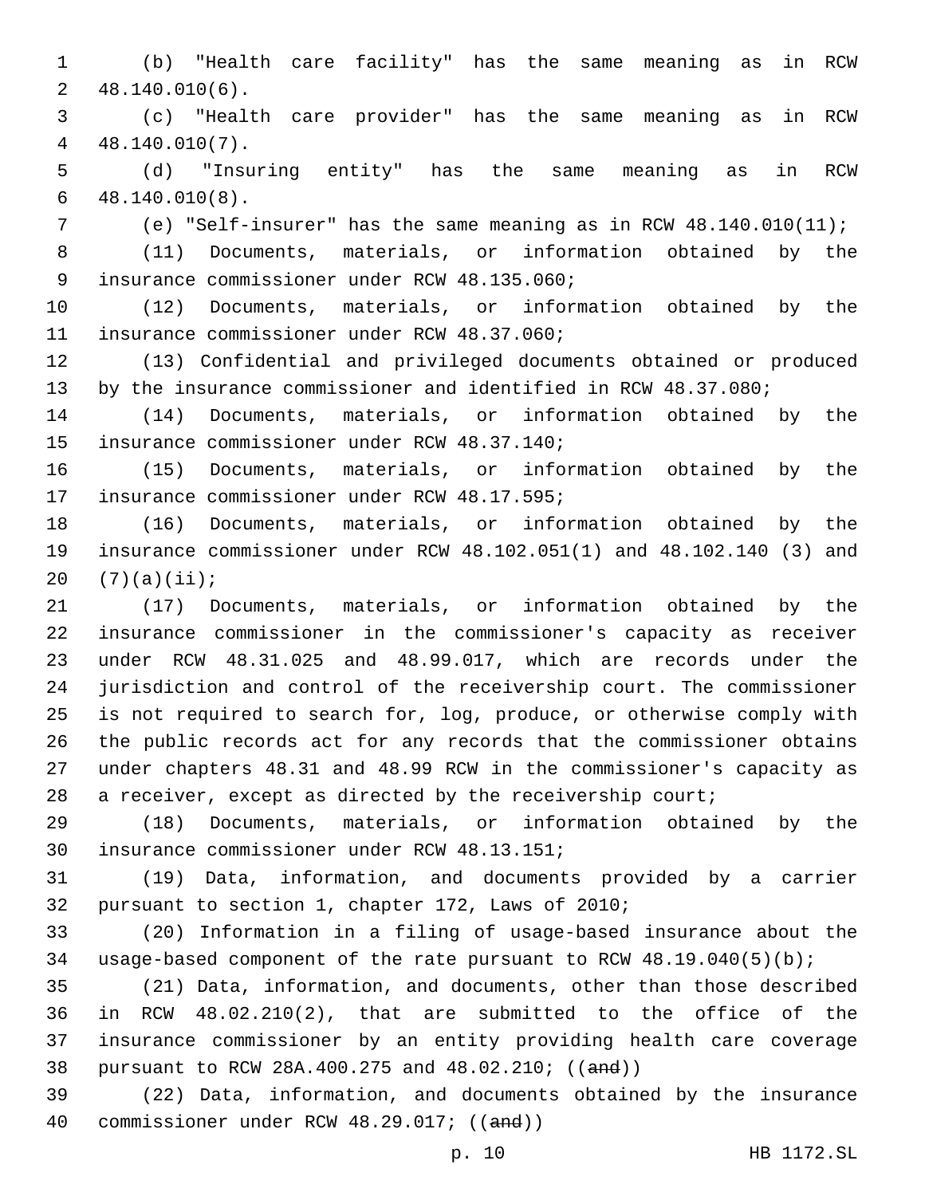(b) "Health care facility" has the same meaning as in RCW 48.140.010(6).

(c) "Health care provider" has the same meaning as in RCW 48.140.010(7).

(d) "Insuring entity" has the same meaning as in RCW 48.140.010(8).

(e) "Self-insurer" has the same meaning as in RCW 48.140.010(11);

(11) Documents, materials, or information obtained by the insurance commissioner under RCW 48.135.060;

(12) Documents, materials, or information obtained by the insurance commissioner under RCW 48.37.060;

(13) Confidential and privileged documents obtained or produced by the insurance commissioner and identified in RCW 48.37.080;

(14) Documents, materials, or information obtained by the insurance commissioner under RCW 48.37.140;

(15) Documents, materials, or information obtained by the insurance commissioner under RCW 48.17.595;

(16) Documents, materials, or information obtained by the insurance commissioner under RCW 48.102.051(1) and 48.102.140 (3) and (7)(a)(ii);

(17) Documents, materials, or information obtained by the insurance commissioner in the commissioner's capacity as receiver under RCW 48.31.025 and 48.99.017, which are records under the jurisdiction and control of the receivership court. The commissioner is not required to search for, log, produce, or otherwise comply with the public records act for any records that the commissioner obtains under chapters 48.31 and 48.99 RCW in the commissioner's capacity as a receiver, except as directed by the receivership court;

(18) Documents, materials, or information obtained by the insurance commissioner under RCW 48.13.151;

(19) Data, information, and documents provided by a carrier pursuant to section 1, chapter 172, Laws of 2010;

(20) Information in a filing of usage-based insurance about the usage-based component of the rate pursuant to RCW 48.19.040(5)(b);

(21) Data, information, and documents, other than those described in RCW 48.02.210(2), that are submitted to the office of the insurance commissioner by an entity providing health care coverage pursuant to RCW 28A.400.275 and 48.02.210; ((~~and~~))

(22) Data, information, and documents obtained by the insurance commissioner under RCW 48.29.017; ((~~and~~))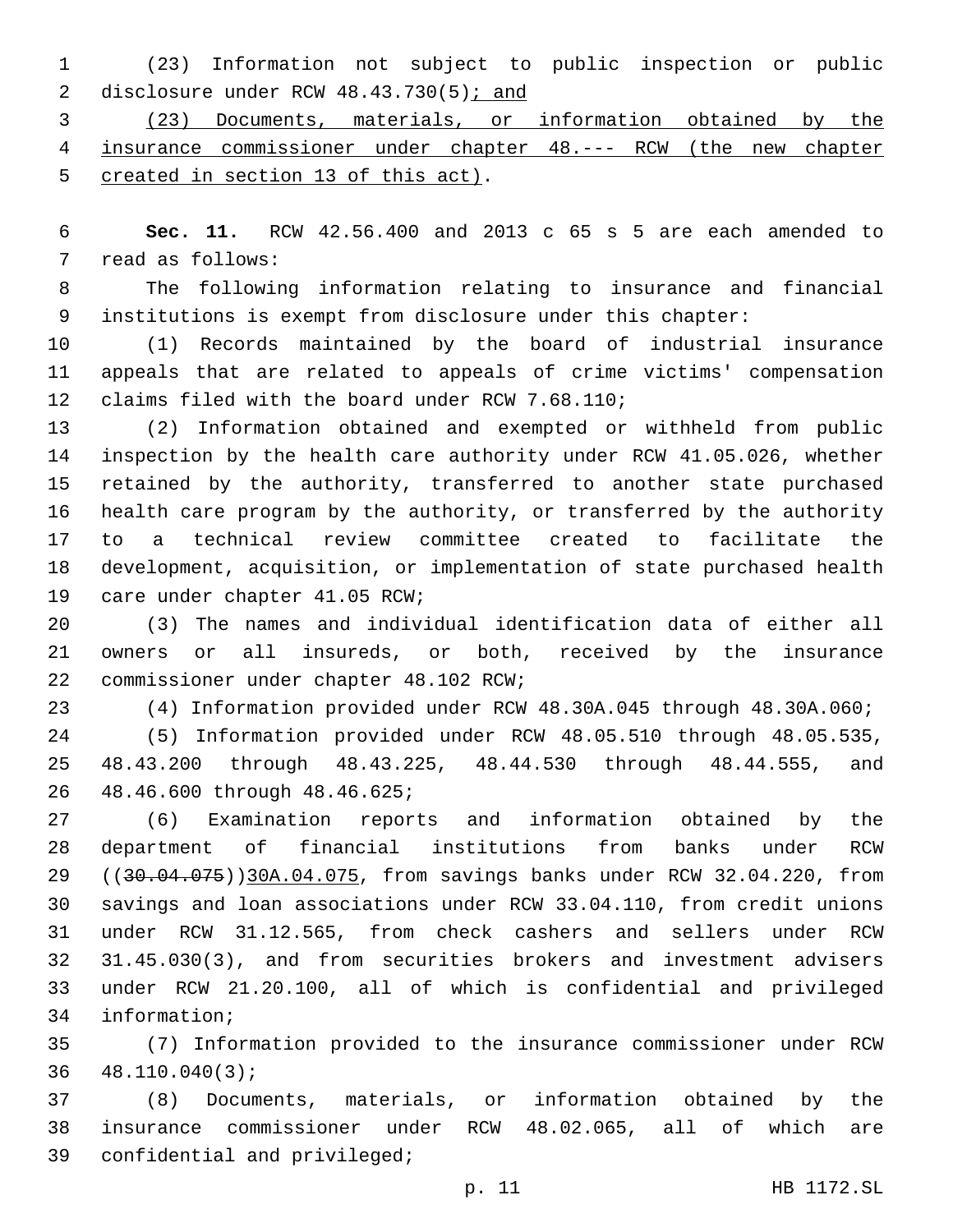(23) Information not subject to public inspection or public disclosure under RCW 48.43.730(5); and

(23) Documents, materials, or information obtained by the insurance commissioner under chapter 48.--- RCW (the new chapter created in section 13 of this act).

**Sec. 11.** RCW 42.56.400 and 2013 c 65 s 5 are each amended to read as follows:

The following information relating to insurance and financial institutions is exempt from disclosure under this chapter:

(1) Records maintained by the board of industrial insurance appeals that are related to appeals of crime victims' compensation claims filed with the board under RCW 7.68.110;

(2) Information obtained and exempted or withheld from public inspection by the health care authority under RCW 41.05.026, whether retained by the authority, transferred to another state purchased health care program by the authority, or transferred by the authority to a technical review committee created to facilitate the development, acquisition, or implementation of state purchased health care under chapter 41.05 RCW;

(3) The names and individual identification data of either all owners or all insureds, or both, received by the insurance commissioner under chapter 48.102 RCW;

(4) Information provided under RCW 48.30A.045 through 48.30A.060;

(5) Information provided under RCW 48.05.510 through 48.05.535, 48.43.200 through 48.43.225, 48.44.530 through 48.44.555, and 48.46.600 through 48.46.625;

(6) Examination reports and information obtained by the department of financial institutions from banks under RCW ((~~30.04.075~~))30A.04.075, from savings banks under RCW 32.04.220, from savings and loan associations under RCW 33.04.110, from credit unions under RCW 31.12.565, from check cashers and sellers under RCW 31.45.030(3), and from securities brokers and investment advisers under RCW 21.20.100, all of which is confidential and privileged information;

(7) Information provided to the insurance commissioner under RCW 48.110.040(3);

(8) Documents, materials, or information obtained by the insurance commissioner under RCW 48.02.065, all of which are confidential and privileged;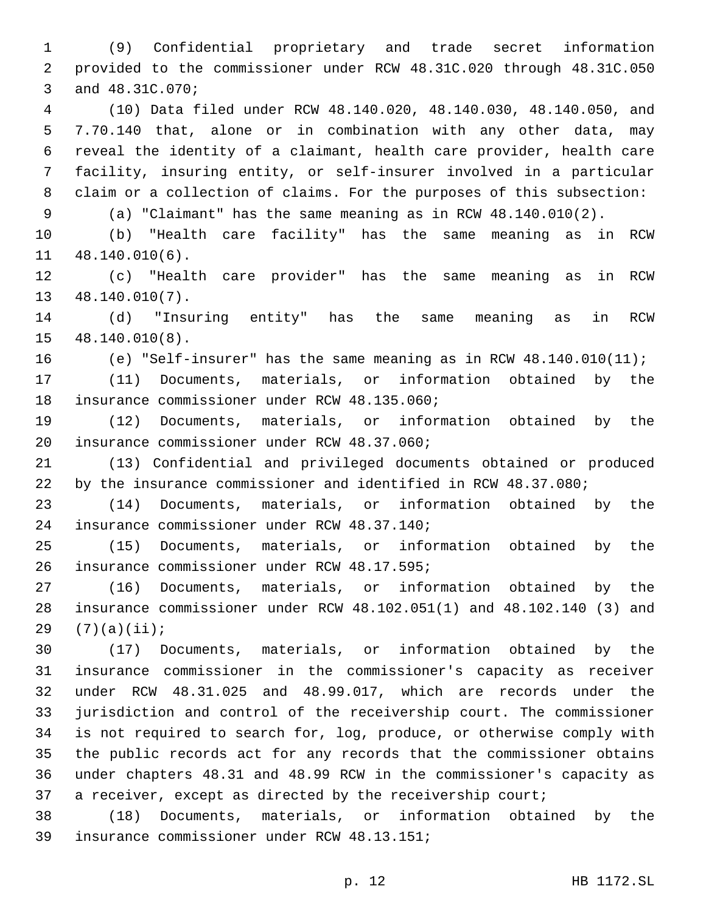(9) Confidential proprietary and trade secret information provided to the commissioner under RCW 48.31C.020 through 48.31C.050 and 48.31C.070;

(10) Data filed under RCW 48.140.020, 48.140.030, 48.140.050, and 7.70.140 that, alone or in combination with any other data, may reveal the identity of a claimant, health care provider, health care facility, insuring entity, or self-insurer involved in a particular claim or a collection of claims. For the purposes of this subsection:

(a) "Claimant" has the same meaning as in RCW 48.140.010(2).

(b) "Health care facility" has the same meaning as in RCW 48.140.010(6).

(c) "Health care provider" has the same meaning as in RCW 48.140.010(7).

(d) "Insuring entity" has the same meaning as in RCW 48.140.010(8).

(e) "Self-insurer" has the same meaning as in RCW 48.140.010(11);

(11) Documents, materials, or information obtained by the insurance commissioner under RCW 48.135.060;

(12) Documents, materials, or information obtained by the insurance commissioner under RCW 48.37.060;

(13) Confidential and privileged documents obtained or produced by the insurance commissioner and identified in RCW 48.37.080;

(14) Documents, materials, or information obtained by the insurance commissioner under RCW 48.37.140;

(15) Documents, materials, or information obtained by the insurance commissioner under RCW 48.17.595;

(16) Documents, materials, or information obtained by the insurance commissioner under RCW 48.102.051(1) and 48.102.140 (3) and (7)(a)(ii);

(17) Documents, materials, or information obtained by the insurance commissioner in the commissioner's capacity as receiver under RCW 48.31.025 and 48.99.017, which are records under the jurisdiction and control of the receivership court. The commissioner is not required to search for, log, produce, or otherwise comply with the public records act for any records that the commissioner obtains under chapters 48.31 and 48.99 RCW in the commissioner's capacity as a receiver, except as directed by the receivership court;

(18) Documents, materials, or information obtained by the insurance commissioner under RCW 48.13.151;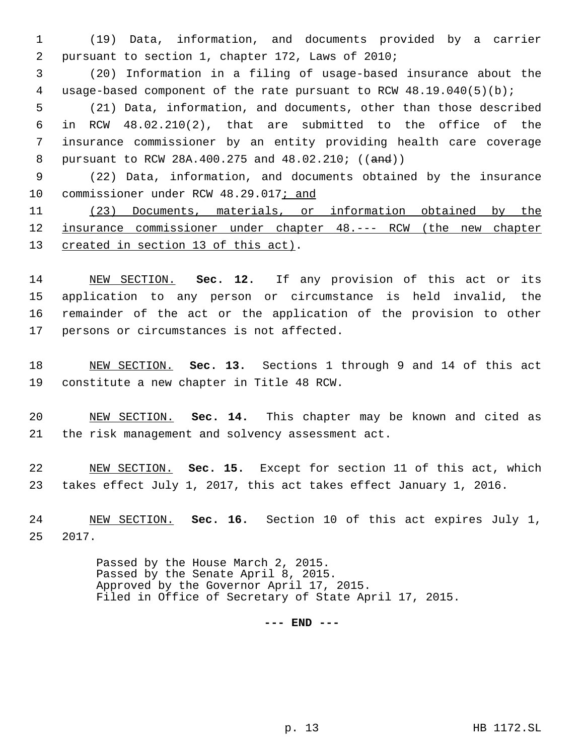(19) Data, information, and documents provided by a carrier pursuant to section 1, chapter 172, Laws of 2010;

(20) Information in a filing of usage-based insurance about the usage-based component of the rate pursuant to RCW 48.19.040(5)(b);

(21) Data, information, and documents, other than those described in RCW 48.02.210(2), that are submitted to the office of the insurance commissioner by an entity providing health care coverage pursuant to RCW 28A.400.275 and 48.02.210; ((~~and~~))

(22) Data, information, and documents obtained by the insurance commissioner under RCW 48.29.017<u>; and</u>

<u>(23) Documents, materials, or information obtained by the insurance commissioner under chapter 48.--- RCW (the new chapter created in section 13 of this act)</u>.

<u>NEW SECTION.</u> **Sec. 12.** If any provision of this act or its application to any person or circumstance is held invalid, the remainder of the act or the application of the provision to other persons or circumstances is not affected.

<u>NEW SECTION.</u> **Sec. 13.** Sections 1 through 9 and 14 of this act constitute a new chapter in Title 48 RCW.

<u>NEW SECTION.</u> **Sec. 14.** This chapter may be known and cited as the risk management and solvency assessment act.

<u>NEW SECTION.</u> **Sec. 15.** Except for section 11 of this act, which takes effect July 1, 2017, this act takes effect January 1, 2016.

<u>NEW SECTION.</u> **Sec. 16.** Section 10 of this act expires July 1, 2017.

Passed by the House March 2, 2015.
Passed by the Senate April 8, 2015.
Approved by the Governor April 17, 2015.
Filed in Office of Secretary of State April 17, 2015.

**--- END ---**